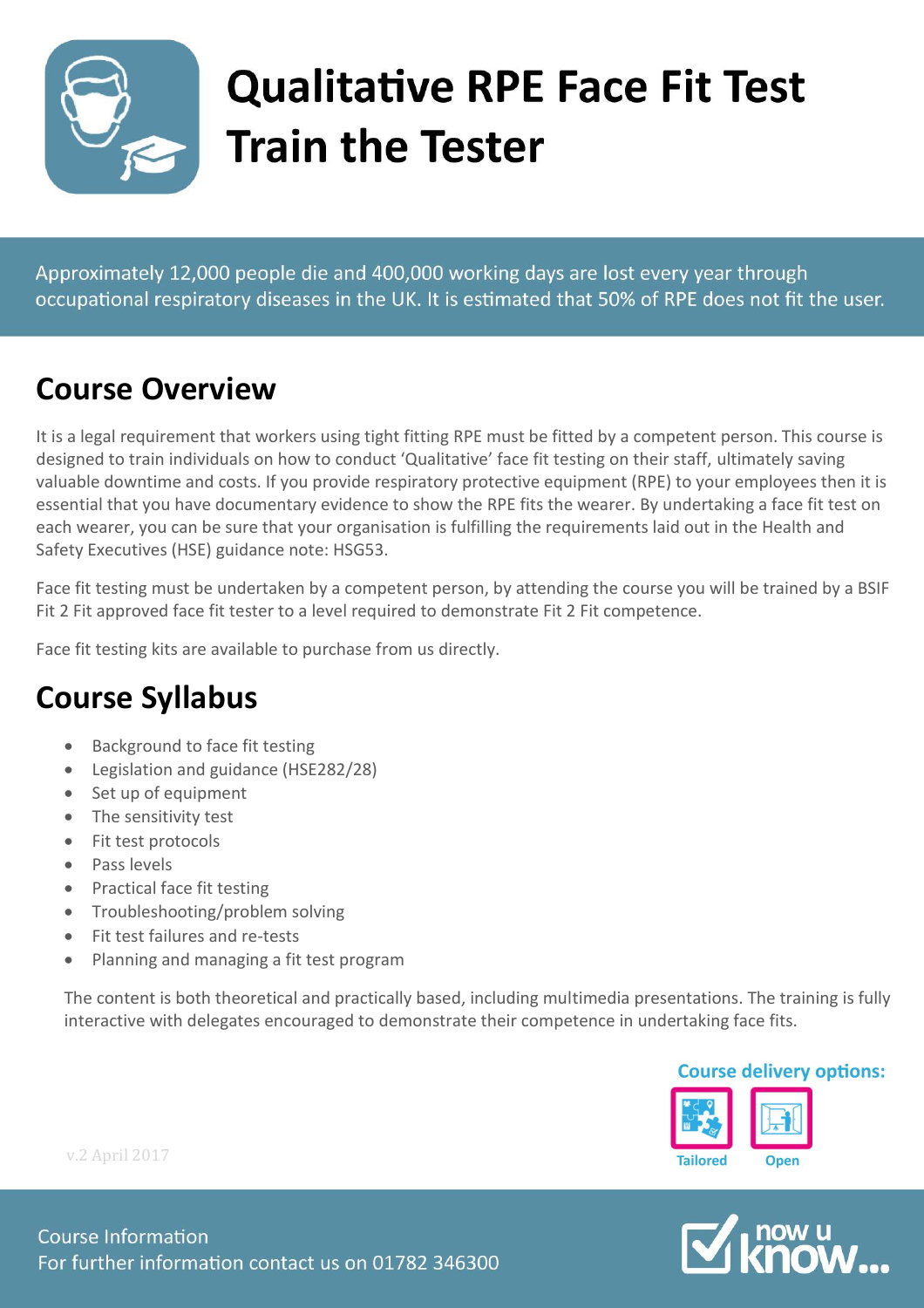# Qualitative RPE Face Fit Test Train the Tester

Approximately 12,000 people die and 400,000 working days are lost every year through occupational respiratory diseases in the UK. It is estimated that 50% of RPE does not fit the user.

## Course Overview

It is a legal requirement that workers using tight fitting RPE must be fitted by a competent person. This course is designed to train individuals on how to conduct 'Qualitative' face fit testing on their staff, ultimately saving valuable downtime and costs. If you provide respiratory protective equipment (RPE) to your employees then it is essential that you have documentary evidence to show the RPE fits the wearer. By undertaking a face fit test on each wearer, you can be sure that your organisation is fulfilling the requirements laid out in the Health and Safety Executives (HSE) guidance note: HSG53.

Face fit testing must be undertaken by a competent person, by attending the course you will be trained by a BSIF Fit 2 Fit approved face fit tester to a level required to demonstrate Fit 2 Fit competence.

Face fit testing kits are available to purchase from us directly.

## Course Syllabus

- Background to face fit testing
- Legislation and guidance (HSE282/28)
- Set up of equipment
- The sensitivity test
- Fit test protocols
- Pass levels
- Practical face fit testing
- Troubleshooting/problem solving
- Fit test failures and re-tests
- Planning and managing a fit test program

The content is both theoretical and practically based, including multimedia presentations. The training is fully interactive with delegates encouraged to demonstrate their competence in undertaking face fits.

**Course delivery options:**

Tailored　Open

v.2 April 2017

Course Information
For further information contact us on 01782 346300

now u know...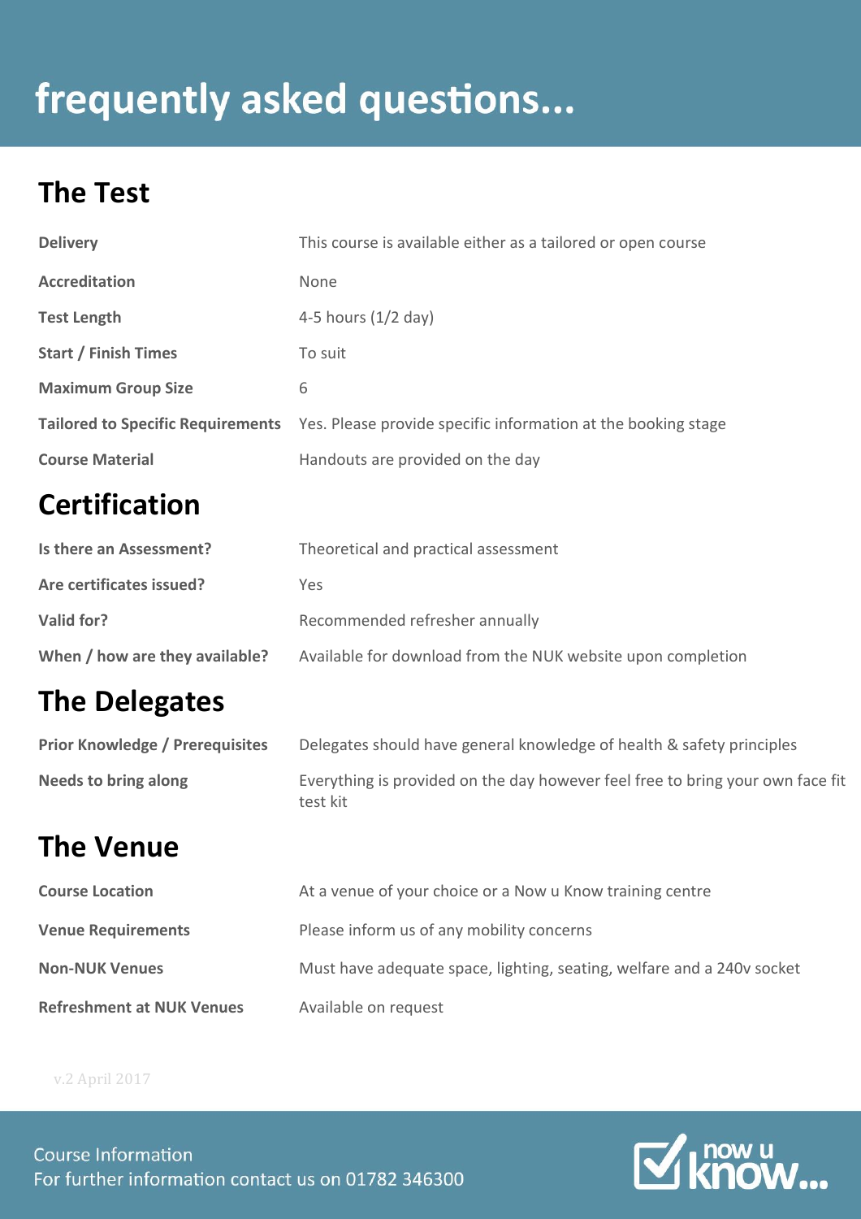# frequently asked questions...

## The Test

| | |
|---|---|
| **Delivery** | This course is available either as a tailored or open course |
| **Accreditation** | None |
| **Test Length** | 4-5 hours (1/2 day) |
| **Start / Finish Times** | To suit |
| **Maximum Group Size** | 6 |
| **Tailored to Specific Requirements** | Yes. Please provide specific information at the booking stage |
| **Course Material** | Handouts are provided on the day |

## Certification

| | |
|---|---|
| **Is there an Assessment?** | Theoretical and practical assessment |
| **Are certificates issued?** | Yes |
| **Valid for?** | Recommended refresher annually |
| **When / how are they available?** | Available for download from the NUK website upon completion |

## The Delegates

| | |
|---|---|
| **Prior Knowledge / Prerequisites** | Delegates should have general knowledge of health & safety principles |
| **Needs to bring along** | Everything is provided on the day however feel free to bring your own face fit test kit |

## The Venue

| | |
|---|---|
| **Course Location** | At a venue of your choice or a Now u Know training centre |
| **Venue Requirements** | Please inform us of any mobility concerns |
| **Non-NUK Venues** | Must have adequate space, lighting, seating, welfare and a 240v socket |
| **Refreshment at NUK Venues** | Available on request |

v.2 April 2017

Course Information
For further information contact us on 01782 346300

now u know...